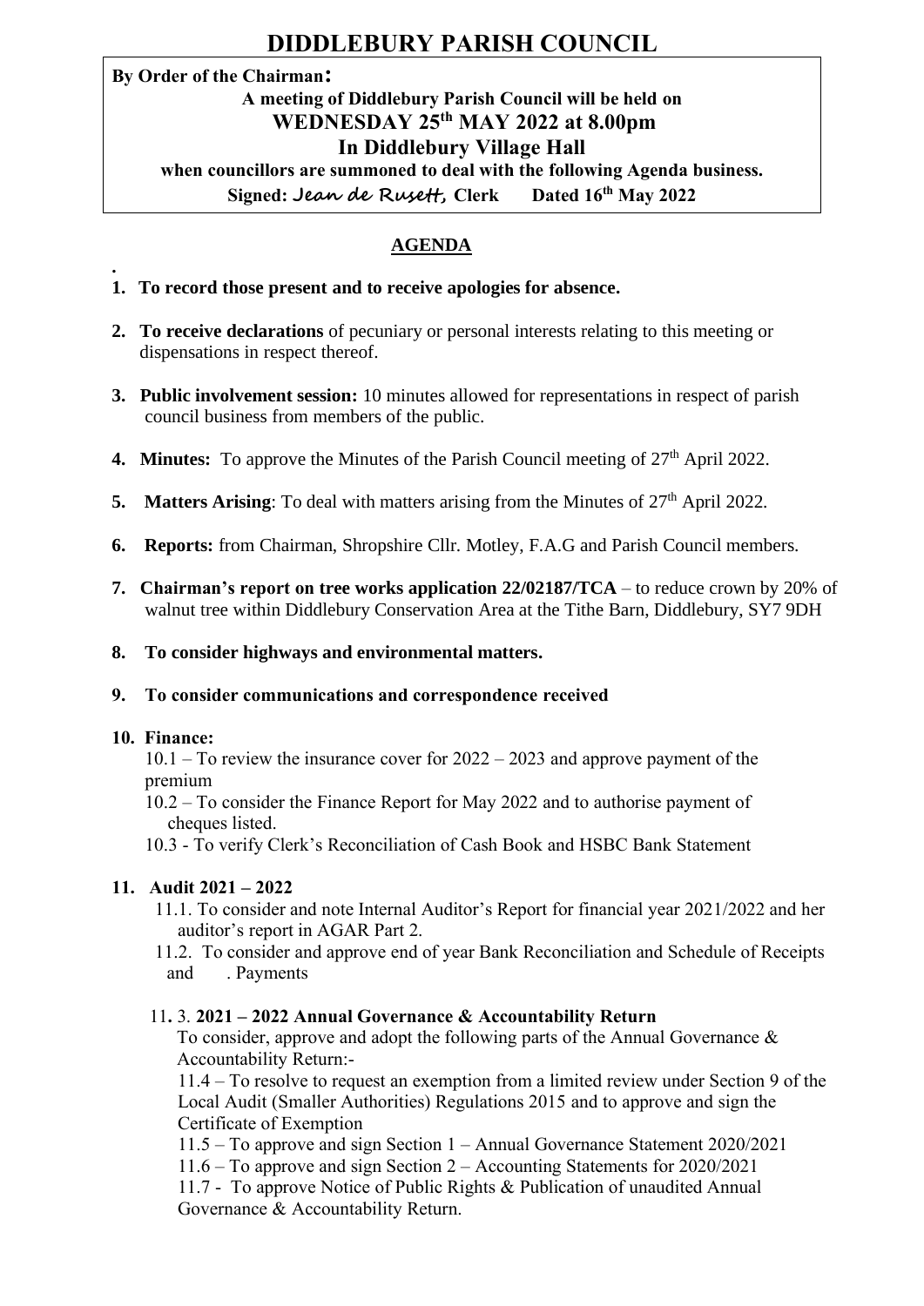# DIDDLEBURY PARISH COUNCIL

**By Order of the Chairman:**

**A meeting of Diddlebury Parish Council will be held on**
**WEDNESDAY 25th MAY 2022 at 8.00pm**
**In Diddlebury Village Hall**
**when councillors are summoned to deal with the following Agenda business.**
**Signed: Jean de Rusett, Clerk Dated 16th May 2022**

## AGENDA

.

1. **To record those present and to receive apologies for absence.**

2. **To receive declarations** of pecuniary or personal interests relating to this meeting or dispensations in respect thereof.

3. **Public involvement session:** 10 minutes allowed for representations in respect of parish council business from members of the public.

4. **Minutes:** To approve the Minutes of the Parish Council meeting of 27th April 2022.

5. **Matters Arising**: To deal with matters arising from the Minutes of 27th April 2022.

6. **Reports:** from Chairman, Shropshire Cllr. Motley, F.A.G and Parish Council members.

7. **Chairman's report on tree works application 22/02187/TCA** – to reduce crown by 20% of walnut tree within Diddlebury Conservation Area at the Tithe Barn, Diddlebury, SY7 9DH

8. **To consider highways and environmental matters.**

9. **To consider communications and correspondence received**

10. **Finance:**

    10.1 – To review the insurance cover for 2022 – 2023 and approve payment of the premium

    10.2 – To consider the Finance Report for May 2022 and to authorise payment of cheques listed.

    10.3 - To verify Clerk's Reconciliation of Cash Book and HSBC Bank Statement

11. **Audit 2021 – 2022**

    11.1. To consider and note Internal Auditor's Report for financial year 2021/2022 and her auditor's report in AGAR Part 2.

    11.2. To consider and approve end of year Bank Reconciliation and Schedule of Receipts and . Payments

    11**.** 3. **2021 – 2022 Annual Governance & Accountability Return**

    To consider, approve and adopt the following parts of the Annual Governance & Accountability Return:-

    11.4 – To resolve to request an exemption from a limited review under Section 9 of the Local Audit (Smaller Authorities) Regulations 2015 and to approve and sign the Certificate of Exemption

    11.5 – To approve and sign Section 1 – Annual Governance Statement 2020/2021

    11.6 – To approve and sign Section 2 – Accounting Statements for 2020/2021

    11.7 - To approve Notice of Public Rights & Publication of unaudited Annual Governance & Accountability Return.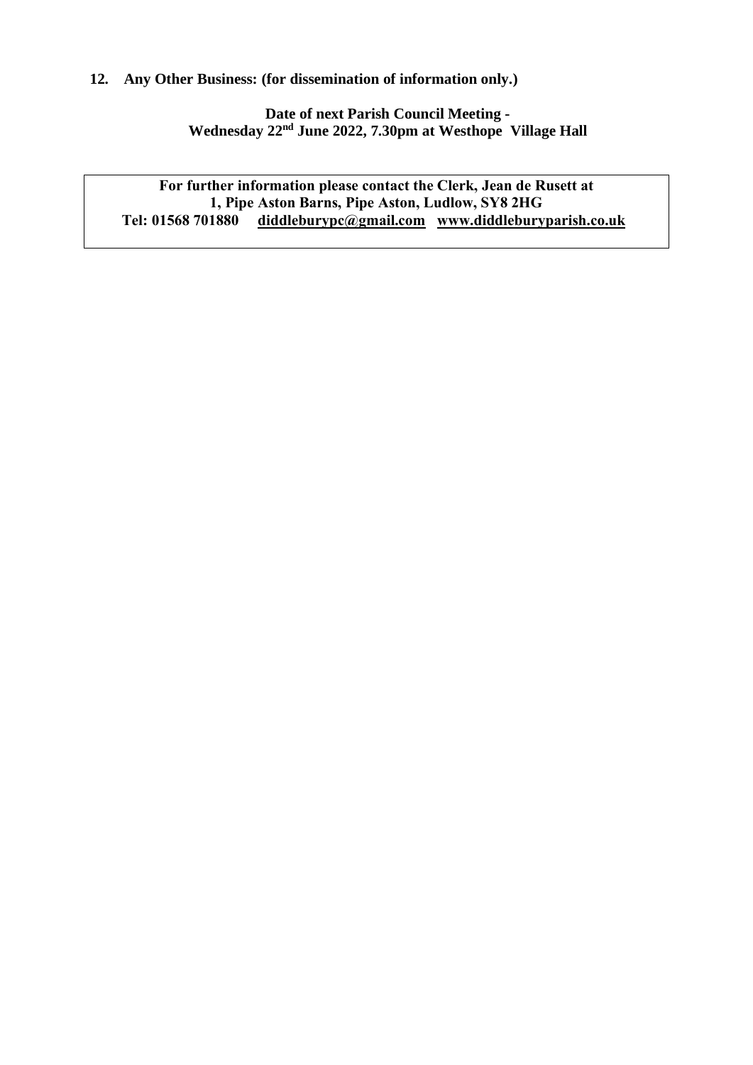**12. Any Other Business: (for dissemination of information only.)**

**Date of next Parish Council Meeting -**
**Wednesday 22nd June 2022, 7.30pm at Westhope Village Hall**

**For further information please contact the Clerk, Jean de Rusett at**
**1, Pipe Aston Barns, Pipe Aston, Ludlow, SY8 2HG**
**Tel: 01568 701880 diddleburypc@gmail.com www.diddleburyparish.co.uk**